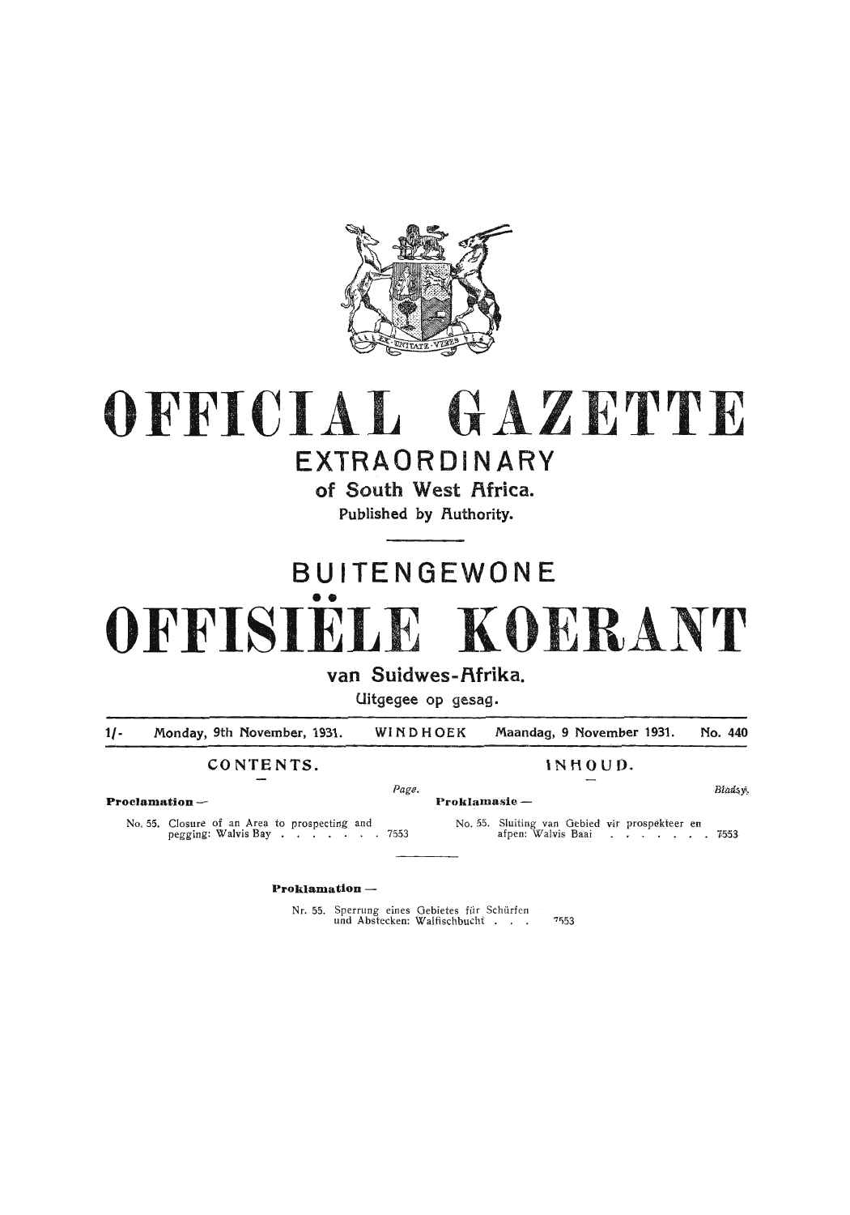# OFFICIAL GAZETTE

## EXTRAORDINARY

### of South West Africa.

Published by Authority.

## BUITENGEWONE

# OFFISIËLE KOERANT

### van Suidwes-Afrika.

Uitgegee op gesag.

| 1/- | Monday, 9th November, 1931. | WINDHOEK | Maandag, 9 November 1931. | No. 440 |
|---|---|---|---|---|

| CONTENTS. | | INHOUD. | |
|---|---|---|---|
| | *Page.* | | *Bladsy.* |
| **Proclamation —** | | **Proklamasie —** | |
| No. 55. Closure of an Area to prospecting and pegging: Walvis Bay . . . . . . . | 7553 | No. 55. Sluiting van Gebied vir prospekteer en afpen: Walvis Baai . . . . . . . . | 7553 |

**Proklamation —**

Nr. 55. Sperrung eines Gebietes für Schürfen und Abstecken: Walfischbucht . . . 7553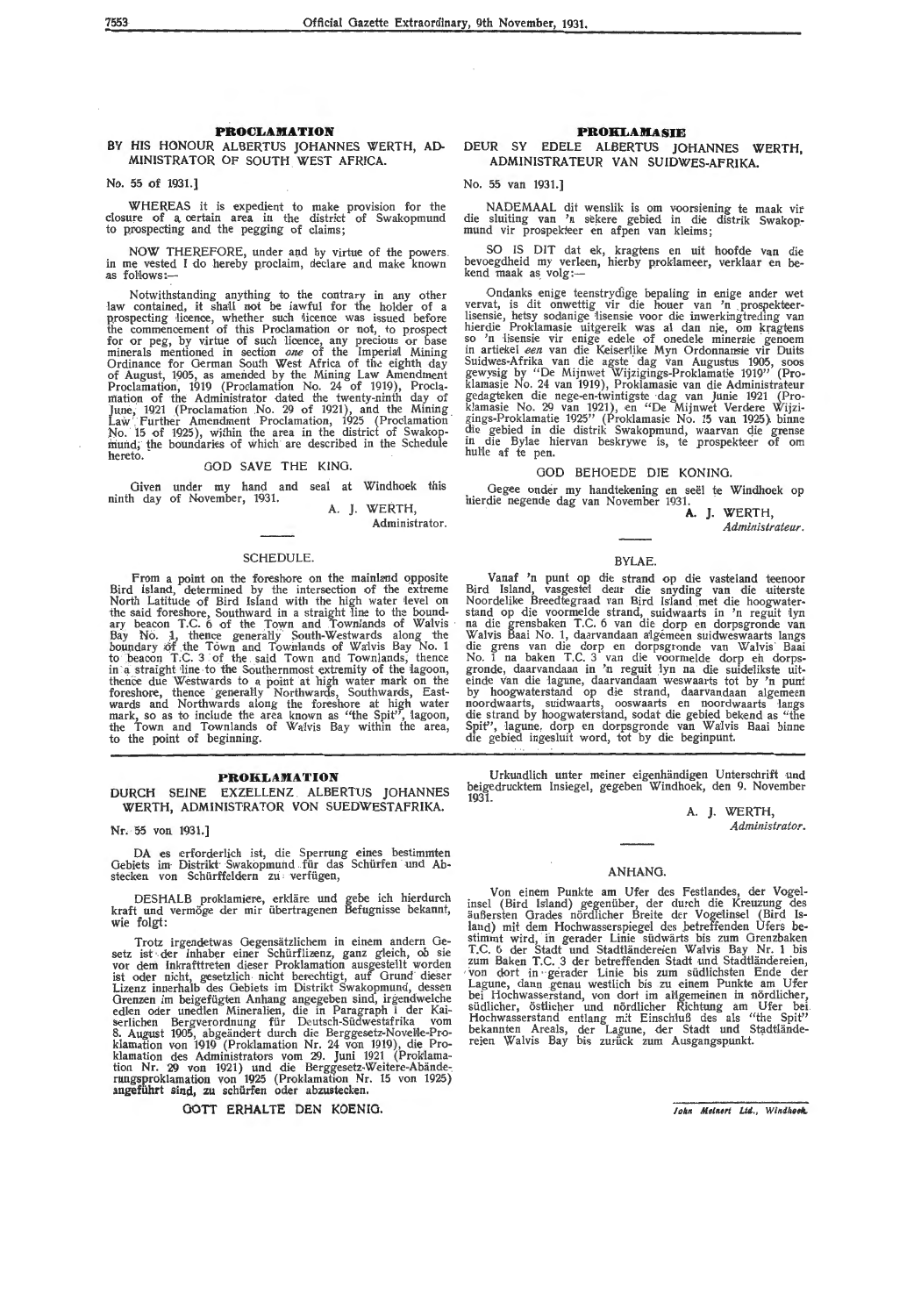## PROCLAMATION

### BY HIS HONOUR ALBERTUS JOHANNES WERTH, ADMINISTRATOR OF SOUTH WEST AFRICA.

No. 55 of 1931.]

WHEREAS it is expedient to make provision for the closure of a certain area in the district of Swakopmund to prospecting and the pegging of claims;

NOW THEREFORE, under and by virtue of the powers in me vested I do hereby proclaim, declare and make known as follows:—

Notwithstanding anything to the contrary in any other law contained, it shall not be lawful for the holder of a prospecting licence, whether such licence was issued before the commencement of this Proclamation or not, to prospect for or peg, by virtue of such licence, any precious or base minerals mentioned in section *one* of the Imperial Mining Ordinance for German South West Africa of the eighth day of August, 1905, as amended by the Mining Law Amendment Proclamation, 1919 (Proclamation No. 24 of 1919), Proclamation of the Administrator dated the twenty-ninth day of June, 1921 (Proclamation No. 29 of 1921), and the Mining Law Further Amendment Proclamation, 1925 (Proclamation No. 15 of 1925), within the area in the district of Swakopmund, the boundaries of which are described in the Schedule hereto.

GOD SAVE THE KING.

Given under my hand and seal at Windhoek this ninth day of November, 1931.

A. J. WERTH,
Administrator.

### SCHEDULE.

From a point on the foreshore on the mainland opposite Bird Island, determined by the intersection of the extreme North Latitude of Bird Island with the high water level on the said foreshore, Southward in a straight line to the boundary beacon T.C. 6 of the Town and Townlands of Walvis Bay No. 1, thence generally South-Westwards along the boundary of the Town and Townlands of Walvis Bay No. 1 to beacon T.C. 3 of the said Town and Townlands, thence in a straight line to the Southernmost extremity of the lagoon, thence due Westwards to a point at high water mark on the foreshore, thence generally Northwards, Southwards, Eastwards and Northwards along the foreshore at high water mark, so as to include the area known as "the Spit", lagoon, the Town and Townlands of Walvis Bay within the area, to the point of beginning.

## PROKLAMASIE

### DEUR SY EDELE ALBERTUS JOHANNES WERTH, ADMINISTRATEUR VAN SUIDWES-AFRIKA.

No. 55 van 1931.]

NADEMAAL dit wenslik is om voorsiening te maak vir die sluiting van 'n sekere gebied in die distrik Swakopmund vir prospekteer en afpen van kleims;

SO IS DIT dat ek, kragtens en uit hoofde van die bevoegdheid my verleen, hierby proklameer, verklaar en bekend maak as volg:—

Ondanks enige teenstrydige bepaling in enige ander wet vervat, is dit onwettig vir die houer van 'n prospekteerlisensie, hetsy sodanige lisensie voor die inwerkingtreding van hierdie Proklamasie uitgereik was al dan nie, om kragtens so 'n lisensie vir enige edele of onedele minerale genoem in artiekel *een* van die Keiserlike Myn Ordonnansie vir Duits Suidwes-Afrika van die agste dag van Augustus 1905, soos gewysig by "De Mijnwet Wijzigings-Proklamatie 1919" (Proklamasie No. 24 van 1919), Proklamasie van die Administrateur gedagteken die nege-en-twintigste dag van Junie 1921 (Proklamasie No. 29 van 1921), en "De Mijnwet Verdere Wijzigings-Proklamatie 1925" (Proklamasie No. 15 van 1925) binne die gebied in die distrik Swakopmund, waarvan die grense in die Bylae hiervan beskrywe is, te prospekteer of om hulle af te pen.

GOD BEHOEDE DIE KONING.

Gegee onder my handtekening en seël te Windhoek op hierdie negende dag van November 1931.

A. J. WERTH,
*Administrateur.*

### BYLAE.

Vanaf 'n punt op die strand op die vasteland teenoor Bird Island, vasgestel deur die snyding van die uiterste Noordelike Breedtegraad van Bird Island met die hoogwaterstand op die voormelde strand, suidwaarts in 'n reguit lyn na die grensbaken T.C. 6 van die dorp en dorpsgronde van Walvis Baai No. 1, daarvandaan algemeen suidweswaarts langs die grens van die dorp en dorpsgronde van Walvis Baai No. 1 na baken T.C. 3 van die voormelde dorp en dorpsgronde, daarvandaan in 'n reguit lyn na die suidelikste uiteinde van die lagune, daarvandaan weswaarts tot by 'n punt by hoogwaterstand op die strand, daarvandaan algemeen noordwaarts, suidwaarts, ooswaarts en noordwaarts langs die strand by hoogwaterstand, sodat die gebied bekend as "the Spit", lagune, dorp en dorpsgronde van Walvis Baai binne die gebied ingesluit word, tot by die beginpunt.

## PROKLAMATION

### DURCH SEINE EXZELLENZ ALBERTUS JOHANNES WERTH, ADMINISTRATOR VON SUEDWESTAFRIKA.

Nr. 55 von 1931.]

DA es erforderlich ist, die Sperrung eines bestimmten Gebiets im Distrikt Swakopmund für das Schürfen und Abstecken von Schürffeldern zu verfügen,

DESHALB proklamiere, erkläre und gebe ich hierdurch kraft und vermöge der mir übertragenen Befugnisse bekannt, wie folgt:

Trotz irgendetwas Gegensätzlichem in einem andern Gesetz ist der Inhaber einer Schürflizenz, ganz gleich, ob sie vor dem Inkrafttreten dieser Proklamation ausgestellt worden ist oder nicht, gesetzlich nicht berechtigt, auf Grund dieser Lizenz innerhalb des Gebiets im Distrikt Swakopmund, dessen Grenzen im beigefügten Anhang angegeben sind, irgendwelche edlen oder unedlen Mineralien, die in Paragraph 1 der Kaiserlichen Bergverordnung für Deutsch-Südwestafrika vom 8. August 1905, abgeändert durch die Berggesetz-Novelle-Proklamation von 1919 (Proklamation Nr. 24 von 1919), die Proklamation des Administrators vom 29. Juni 1921 (Proklamation Nr. 29 von 1921) und die Berggesetz-Weitere-Abänderungsproklamation von 1925 (Proklamation Nr. 15 von 1925) **angeführt sind, zu schürfen oder abzustecken.**

GOTT ERHALTE DEN KOENIG.

Urkundlich unter meiner eigenhändigen Unterschrift und beigedrucktem Insiegel, gegeben Windhoek, den 9. November 1931.

A. J. WERTH,
*Administrator.*

### ANHANG.

Von einem Punkte am Ufer des Festlandes, der Vogelinsel (Bird Island) gegenüber, der durch die Kreuzung des äußersten Grades nördlicher Breite der Vogelinsel (Bird Island) mit dem Hochwasserspiegel des betreffenden Ufers bestimmt wird, in gerader Linie südwärts bis zum Grenzbaken T.C. 6 der Stadt und Stadtländereien Walvis Bay Nr. 1 bis zum Baken T.C. 3 der betreffenden Stadt und Stadtländereien, von dort in gerader Linie bis zum südlichsten Ende der Lagune, dann genau westlich bis zu einem Punkte am Ufer bei Hochwasserstand, von dort im allgemeinen in nördlicher, südlicher, östlicher und nördlicher Richtung am Ufer bei Hochwasserstand entlang mit Einschluß des als "the Spit" bekannten Areals, der Lagune, der Stadt und Stadtländereien Walvis Bay bis zurück zum Ausgangspunkt.

*John Meinert Ltd., Windhoek.*